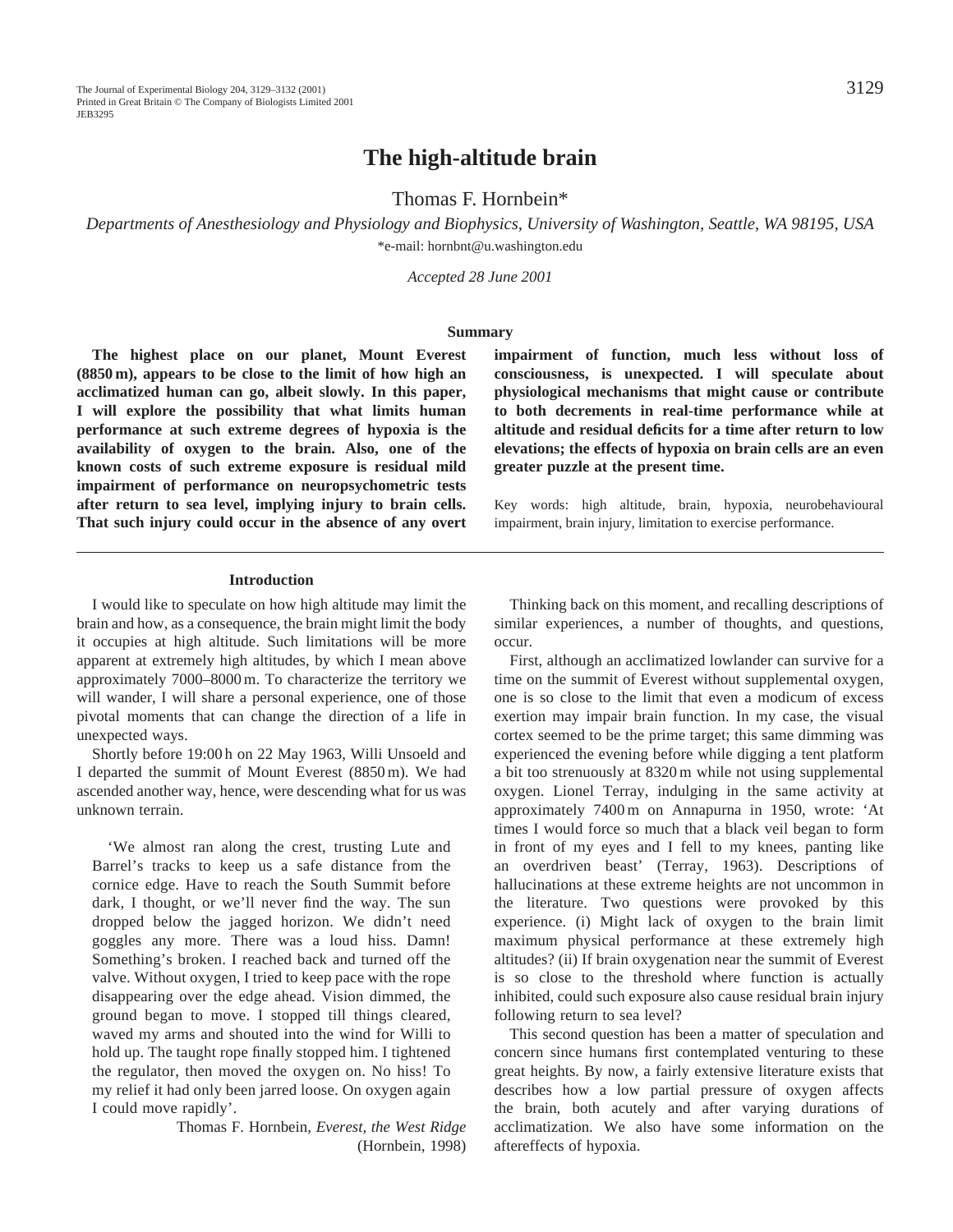# The high-altitude brain

Thomas F. Hornbein*

*Departments of Anesthesiology and Physiology and Biophysics, University of Washington, Seattle, WA 98195, USA*

*e-mail: hornbnt@u.washington.edu

*Accepted 28 June 2001*

## Summary

**The highest place on our planet, Mount Everest (8850 m), appears to be close to the limit of how high an acclimatized human can go, albeit slowly. In this paper, I will explore the possibility that what limits human performance at such extreme degrees of hypoxia is the availability of oxygen to the brain. Also, one of the known costs of such extreme exposure is residual mild impairment of performance on neuropsychometric tests after return to sea level, implying injury to brain cells. That such injury could occur in the absence of any overt impairment of function, much less without loss of consciousness, is unexpected. I will speculate about physiological mechanisms that might cause or contribute to both decrements in real-time performance while at altitude and residual deficits for a time after return to low elevations; the effects of hypoxia on brain cells are an even greater puzzle at the present time.**

Key words: high altitude, brain, hypoxia, neurobehavioural impairment, brain injury, limitation to exercise performance.

## Introduction

I would like to speculate on how high altitude may limit the brain and how, as a consequence, the brain might limit the body it occupies at high altitude. Such limitations will be more apparent at extremely high altitudes, by which I mean above approximately 7000–8000 m. To characterize the territory we will wander, I will share a personal experience, one of those pivotal moments that can change the direction of a life in unexpected ways.

Shortly before 19:00 h on 22 May 1963, Willi Unsoeld and I departed the summit of Mount Everest (8850 m). We had ascended another way, hence, were descending what for us was unknown terrain.

> 'We almost ran along the crest, trusting Lute and Barrel's tracks to keep us a safe distance from the cornice edge. Have to reach the South Summit before dark, I thought, or we'll never find the way. The sun dropped below the jagged horizon. We didn't need goggles any more. There was a loud hiss. Damn! Something's broken. I reached back and turned off the valve. Without oxygen, I tried to keep pace with the rope disappearing over the edge ahead. Vision dimmed, the ground began to move. I stopped till things cleared, waved my arms and shouted into the wind for Willi to hold up. The taught rope finally stopped him. I tightened the regulator, then moved the oxygen on. No hiss! To my relief it had only been jarred loose. On oxygen again I could move rapidly'.
>
> Thomas F. Hornbein, *Everest, the West Ridge* (Hornbein, 1998)

Thinking back on this moment, and recalling descriptions of similar experiences, a number of thoughts, and questions, occur.

First, although an acclimatized lowlander can survive for a time on the summit of Everest without supplemental oxygen, one is so close to the limit that even a modicum of excess exertion may impair brain function. In my case, the visual cortex seemed to be the prime target; this same dimming was experienced the evening before while digging a tent platform a bit too strenuously at 8320 m while not using supplemental oxygen. Lionel Terray, indulging in the same activity at approximately 7400 m on Annapurna in 1950, wrote: 'At times I would force so much that a black veil began to form in front of my eyes and I fell to my knees, panting like an overdriven beast' (Terray, 1963). Descriptions of hallucinations at these extreme heights are not uncommon in the literature. Two questions were provoked by this experience. (i) Might lack of oxygen to the brain limit maximum physical performance at these extremely high altitudes? (ii) If brain oxygenation near the summit of Everest is so close to the threshold where function is actually inhibited, could such exposure also cause residual brain injury following return to sea level?

This second question has been a matter of speculation and concern since humans first contemplated venturing to these great heights. By now, a fairly extensive literature exists that describes how a low partial pressure of oxygen affects the brain, both acutely and after varying durations of acclimatization. We also have some information on the aftereffects of hypoxia.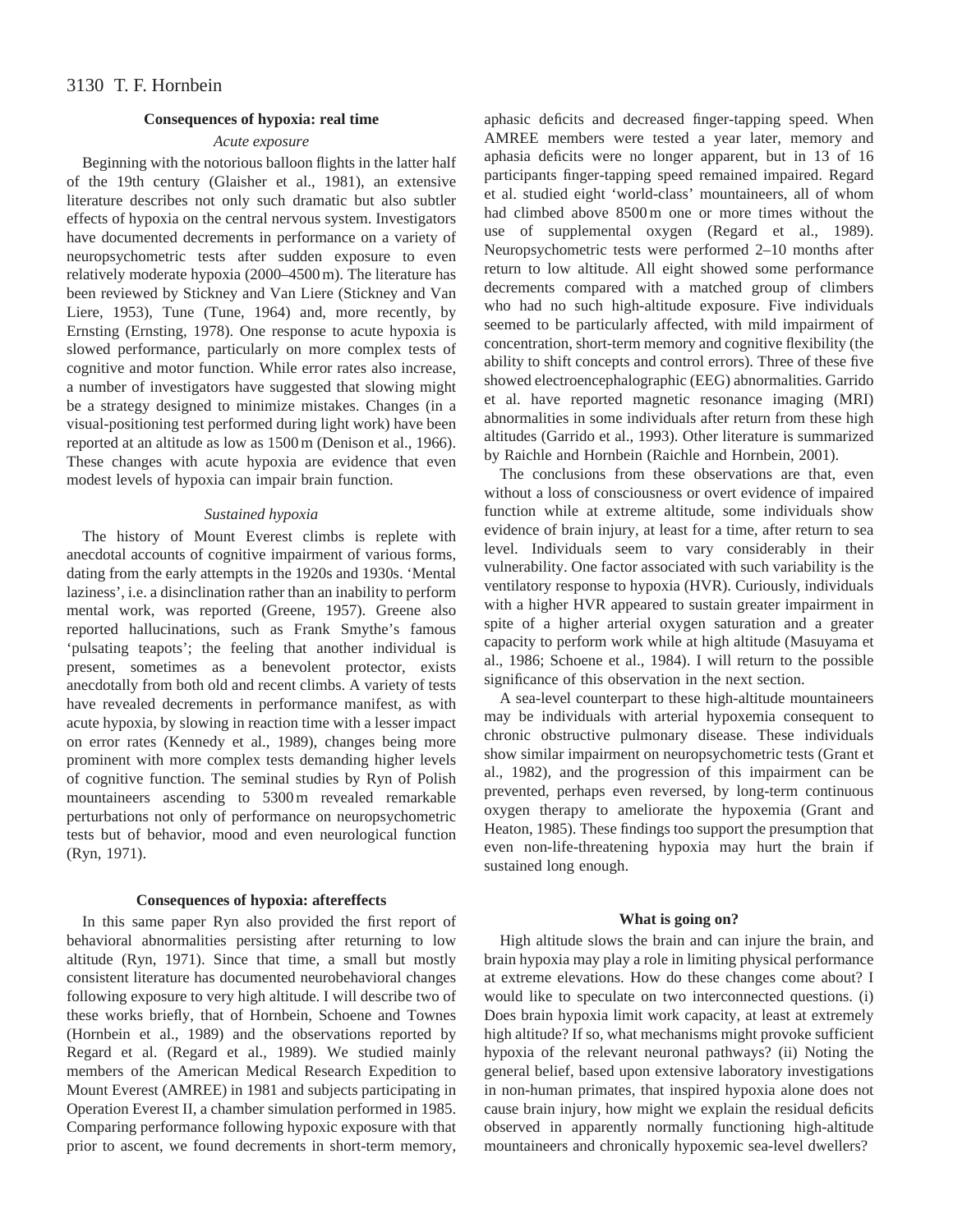## Consequences of hypoxia: real time

### *Acute exposure*

Beginning with the notorious balloon flights in the latter half of the 19th century (Glaisher et al., 1981), an extensive literature describes not only such dramatic but also subtler effects of hypoxia on the central nervous system. Investigators have documented decrements in performance on a variety of neuropsychometric tests after sudden exposure to even relatively moderate hypoxia (2000–4500 m). The literature has been reviewed by Stickney and Van Liere (Stickney and Van Liere, 1953), Tune (Tune, 1964) and, more recently, by Ernsting (Ernsting, 1978). One response to acute hypoxia is slowed performance, particularly on more complex tests of cognitive and motor function. While error rates also increase, a number of investigators have suggested that slowing might be a strategy designed to minimize mistakes. Changes (in a visual-positioning test performed during light work) have been reported at an altitude as low as 1500 m (Denison et al., 1966). These changes with acute hypoxia are evidence that even modest levels of hypoxia can impair brain function.

### *Sustained hypoxia*

The history of Mount Everest climbs is replete with anecdotal accounts of cognitive impairment of various forms, dating from the early attempts in the 1920s and 1930s. 'Mental laziness', i.e. a disinclination rather than an inability to perform mental work, was reported (Greene, 1957). Greene also reported hallucinations, such as Frank Smythe's famous 'pulsating teapots'; the feeling that another individual is present, sometimes as a benevolent protector, exists anecdotally from both old and recent climbs. A variety of tests have revealed decrements in performance manifest, as with acute hypoxia, by slowing in reaction time with a lesser impact on error rates (Kennedy et al., 1989), changes being more prominent with more complex tests demanding higher levels of cognitive function. The seminal studies by Ryn of Polish mountaineers ascending to 5300 m revealed remarkable perturbations not only of performance on neuropsychometric tests but of behavior, mood and even neurological function (Ryn, 1971).

## Consequences of hypoxia: aftereffects

In this same paper Ryn also provided the first report of behavioral abnormalities persisting after returning to low altitude (Ryn, 1971). Since that time, a small but mostly consistent literature has documented neurobehavioral changes following exposure to very high altitude. I will describe two of these works briefly, that of Hornbein, Schoene and Townes (Hornbein et al., 1989) and the observations reported by Regard et al. (Regard et al., 1989). We studied mainly members of the American Medical Research Expedition to Mount Everest (AMREE) in 1981 and subjects participating in Operation Everest II, a chamber simulation performed in 1985. Comparing performance following hypoxic exposure with that prior to ascent, we found decrements in short-term memory, aphasic deficits and decreased finger-tapping speed. When AMREE members were tested a year later, memory and aphasia deficits were no longer apparent, but in 13 of 16 participants finger-tapping speed remained impaired. Regard et al. studied eight 'world-class' mountaineers, all of whom had climbed above 8500 m one or more times without the use of supplemental oxygen (Regard et al., 1989). Neuropsychometric tests were performed 2–10 months after return to low altitude. All eight showed some performance decrements compared with a matched group of climbers who had no such high-altitude exposure. Five individuals seemed to be particularly affected, with mild impairment of concentration, short-term memory and cognitive flexibility (the ability to shift concepts and control errors). Three of these five showed electroencephalographic (EEG) abnormalities. Garrido et al. have reported magnetic resonance imaging (MRI) abnormalities in some individuals after return from these high altitudes (Garrido et al., 1993). Other literature is summarized by Raichle and Hornbein (Raichle and Hornbein, 2001).

The conclusions from these observations are that, even without a loss of consciousness or overt evidence of impaired function while at extreme altitude, some individuals show evidence of brain injury, at least for a time, after return to sea level. Individuals seem to vary considerably in their vulnerability. One factor associated with such variability is the ventilatory response to hypoxia (HVR). Curiously, individuals with a higher HVR appeared to sustain greater impairment in spite of a higher arterial oxygen saturation and a greater capacity to perform work while at high altitude (Masuyama et al., 1986; Schoene et al., 1984). I will return to the possible significance of this observation in the next section.

A sea-level counterpart to these high-altitude mountaineers may be individuals with arterial hypoxemia consequent to chronic obstructive pulmonary disease. These individuals show similar impairment on neuropsychometric tests (Grant et al., 1982), and the progression of this impairment can be prevented, perhaps even reversed, by long-term continuous oxygen therapy to ameliorate the hypoxemia (Grant and Heaton, 1985). These findings too support the presumption that even non-life-threatening hypoxia may hurt the brain if sustained long enough.

## What is going on?

High altitude slows the brain and can injure the brain, and brain hypoxia may play a role in limiting physical performance at extreme elevations. How do these changes come about? I would like to speculate on two interconnected questions. (i) Does brain hypoxia limit work capacity, at least at extremely high altitude? If so, what mechanisms might provoke sufficient hypoxia of the relevant neuronal pathways? (ii) Noting the general belief, based upon extensive laboratory investigations in non-human primates, that inspired hypoxia alone does not cause brain injury, how might we explain the residual deficits observed in apparently normally functioning high-altitude mountaineers and chronically hypoxemic sea-level dwellers?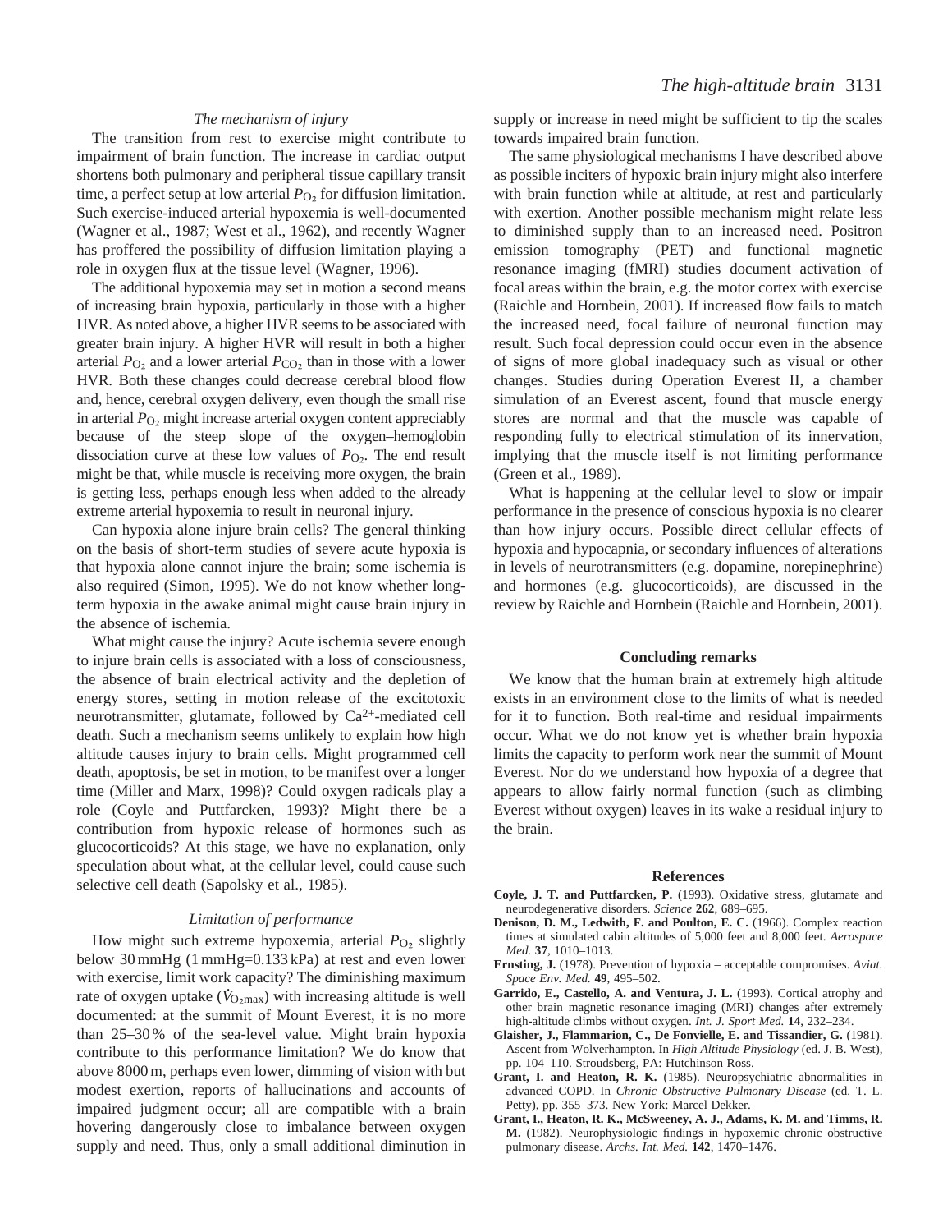### The mechanism of injury

The transition from rest to exercise might contribute to impairment of brain function. The increase in cardiac output shortens both pulmonary and peripheral tissue capillary transit time, a perfect setup at low arterial $P_{O_2}$ for diffusion limitation. Such exercise-induced arterial hypoxemia is well-documented (Wagner et al., 1987; West et al., 1962), and recently Wagner has proffered the possibility of diffusion limitation playing a role in oxygen flux at the tissue level (Wagner, 1996).

The additional hypoxemia may set in motion a second means of increasing brain hypoxia, particularly in those with a higher HVR. As noted above, a higher HVR seems to be associated with greater brain injury. A higher HVR will result in both a higher arterial $P_{O_2}$ and a lower arterial $P_{CO_2}$ than in those with a lower HVR. Both these changes could decrease cerebral blood flow and, hence, cerebral oxygen delivery, even though the small rise in arterial $P_{O_2}$ might increase arterial oxygen content appreciably because of the steep slope of the oxygen–hemoglobin dissociation curve at these low values of $P_{O_2}$. The end result might be that, while muscle is receiving more oxygen, the brain is getting less, perhaps enough less when added to the already extreme arterial hypoxemia to result in neuronal injury.

Can hypoxia alone injure brain cells? The general thinking on the basis of short-term studies of severe acute hypoxia is that hypoxia alone cannot injure the brain; some ischemia is also required (Simon, 1995). We do not know whether long-term hypoxia in the awake animal might cause brain injury in the absence of ischemia.

What might cause the injury? Acute ischemia severe enough to injure brain cells is associated with a loss of consciousness, the absence of brain electrical activity and the depletion of energy stores, setting in motion release of the excitotoxic neurotransmitter, glutamate, followed by $Ca^{2+}$-mediated cell death. Such a mechanism seems unlikely to explain how high altitude causes injury to brain cells. Might programmed cell death, apoptosis, be set in motion, to be manifest over a longer time (Miller and Marx, 1998)? Could oxygen radicals play a role (Coyle and Puttfarcken, 1993)? Might there be a contribution from hypoxic release of hormones such as glucocorticoids? At this stage, we have no explanation, only speculation about what, at the cellular level, could cause such selective cell death (Sapolsky et al., 1985).

### Limitation of performance

How might such extreme hypoxemia, arterial $P_{O_2}$ slightly below 30 mmHg (1 mmHg=0.133 kPa) at rest and even lower with exercise, limit work capacity? The diminishing maximum rate of oxygen uptake ($\dot{V}_{O_2max}$) with increasing altitude is well documented: at the summit of Mount Everest, it is no more than 25–30 % of the sea-level value. Might brain hypoxia contribute to this performance limitation? We do know that above 8000 m, perhaps even lower, dimming of vision with but modest exertion, reports of hallucinations and accounts of impaired judgment occur; all are compatible with a brain hovering dangerously close to imbalance between oxygen supply and need. Thus, only a small additional diminution in supply or increase in need might be sufficient to tip the scales towards impaired brain function.

The same physiological mechanisms I have described above as possible inciters of hypoxic brain injury might also interfere with brain function while at altitude, at rest and particularly with exertion. Another possible mechanism might relate less to diminished supply than to an increased need. Positron emission tomography (PET) and functional magnetic resonance imaging (fMRI) studies document activation of focal areas within the brain, e.g. the motor cortex with exercise (Raichle and Hornbein, 2001). If increased flow fails to match the increased need, focal failure of neuronal function may result. Such focal depression could occur even in the absence of signs of more global inadequacy such as visual or other changes. Studies during Operation Everest II, a chamber simulation of an Everest ascent, found that muscle energy stores are normal and that the muscle was capable of responding fully to electrical stimulation of its innervation, implying that the muscle itself is not limiting performance (Green et al., 1989).

What is happening at the cellular level to slow or impair performance in the presence of conscious hypoxia is no clearer than how injury occurs. Possible direct cellular effects of hypoxia and hypocapnia, or secondary influences of alterations in levels of neurotransmitters (e.g. dopamine, norepinephrine) and hormones (e.g. glucocorticoids), are discussed in the review by Raichle and Hornbein (Raichle and Hornbein, 2001).

## Concluding remarks

We know that the human brain at extremely high altitude exists in an environment close to the limits of what is needed for it to function. Both real-time and residual impairments occur. What we do not know yet is whether brain hypoxia limits the capacity to perform work near the summit of Mount Everest. Nor do we understand how hypoxia of a degree that appears to allow fairly normal function (such as climbing Everest without oxygen) leaves in its wake a residual injury to the brain.

## References

**Coyle, J. T. and Puttfarcken, P.** (1993). Oxidative stress, glutamate and neurodegenerative disorders. *Science* **262**, 689–695.

**Denison, D. M., Ledwith, F. and Poulton, E. C.** (1966). Complex reaction times at simulated cabin altitudes of 5,000 feet and 8,000 feet. *Aerospace Med.* **37**, 1010–1013.

**Ernsting, J.** (1978). Prevention of hypoxia – acceptable compromises. *Aviat. Space Env. Med.* **49**, 495–502.

**Garrido, E., Castello, A. and Ventura, J. L.** (1993). Cortical atrophy and other brain magnetic resonance imaging (MRI) changes after extremely high-altitude climbs without oxygen. *Int. J. Sport Med.* **14**, 232–234.

**Glaisher, J., Flammarion, C., De Fonvielle, E. and Tissandier, G.** (1981). Ascent from Wolverhampton. In *High Altitude Physiology* (ed. J. B. West), pp. 104–110. Stroudsberg, PA: Hutchinson Ross.

**Grant, I. and Heaton, R. K.** (1985). Neuropsychiatric abnormalities in advanced COPD. In *Chronic Obstructive Pulmonary Disease* (ed. T. L. Petty), pp. 355–373. New York: Marcel Dekker.

**Grant, I., Heaton, R. K., McSweeney, A. J., Adams, K. M. and Timms, R. M.** (1982). Neurophysiologic findings in hypoxemic chronic obstructive pulmonary disease. *Archs. Int. Med.* **142**, 1470–1476.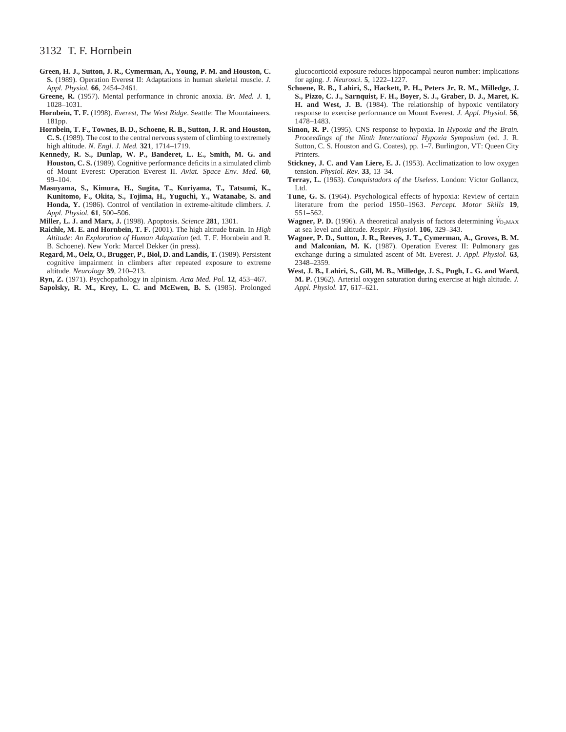**Green, H. J., Sutton, J. R., Cymerman, A., Young, P. M. and Houston, C. S.** (1989). Operation Everest II: Adaptations in human skeletal muscle. *J. Appl. Physiol.* **66**, 2454–2461.

**Greene, R.** (1957). Mental performance in chronic anoxia. *Br. Med. J.* **1**, 1028–1031.

**Hornbein, T. F.** (1998). *Everest, The West Ridge*. Seattle: The Mountaineers. 181pp.

**Hornbein, T. F., Townes, B. D., Schoene, R. B., Sutton, J. R. and Houston, C. S.** (1989). The cost to the central nervous system of climbing to extremely high altitude. *N. Engl. J. Med.* **321**, 1714–1719.

**Kennedy, R. S., Dunlap, W. P., Banderet, L. E., Smith, M. G. and Houston, C. S.** (1989). Cognitive performance deficits in a simulated climb of Mount Everest: Operation Everest II. *Aviat. Space Env. Med.* **60**, 99–104.

**Masuyama, S., Kimura, H., Sugita, T., Kuriyama, T., Tatsumi, K., Kunitomo, F., Okita, S., Tojima, H., Yuguchi, Y., Watanabe, S. and Honda, Y.** (1986). Control of ventilation in extreme-altitude climbers. *J. Appl. Physiol.* **61**, 500–506.

**Miller, L. J. and Marx, J.** (1998). Apoptosis. *Science* **281**, 1301.

**Raichle, M. E. and Hornbein, T. F.** (2001). The high altitude brain. In *High Altitude: An Exploration of Human Adaptation* (ed. T. F. Hornbein and R. B. Schoene). New York: Marcel Dekker (in press).

**Regard, M., Oelz, O., Brugger, P., Biol, D. and Landis, T.** (1989). Persistent cognitive impairment in climbers after repeated exposure to extreme altitude. *Neurology* **39**, 210–213.

**Ryn, Z.** (1971). Psychopathology in alpinism. *Acta Med. Pol.* **12**, 453–467.

**Sapolsky, R. M., Krey, L. C. and McEwen, B. S.** (1985). Prolonged glucocorticoid exposure reduces hippocampal neuron number: implications for aging. *J. Neurosci.* **5**, 1222–1227.

**Schoene, R. B., Lahiri, S., Hackett, P. H., Peters Jr, R. M., Milledge, J. S., Pizzo, C. J., Sarnquist, F. H., Boyer, S. J., Graber, D. J., Maret, K. H. and West, J. B.** (1984). The relationship of hypoxic ventilatory response to exercise performance on Mount Everest. *J. Appl. Physiol.* **56**, 1478–1483.

**Simon, R. P.** (1995). CNS response to hypoxia. In *Hypoxia and the Brain. Proceedings of the Ninth International Hypoxia Symposium* (ed. J. R. Sutton, C. S. Houston and G. Coates), pp. 1–7. Burlington, VT: Queen City Printers.

**Stickney, J. C. and Van Liere, E. J.** (1953). Acclimatization to low oxygen tension. *Physiol. Rev.* **33**, 13–34.

**Terray, L.** (1963). *Conquistadors of the Useless*. London: Victor Gollancz, Ltd.

**Tune, G. S.** (1964). Psychological effects of hypoxia: Review of certain literature from the period 1950–1963. *Percept. Motor Skills* **19**, 551–562.

**Wagner, P. D.** (1996). A theoretical analysis of factors determining $\dot{V}_{O_2MAX}$ at sea level and altitude. *Respir. Physiol.* **106**, 329–343.

**Wagner, P. D., Sutton, J. R., Reeves, J. T., Cymerman, A., Groves, B. M. and Malconian, M. K.** (1987). Operation Everest II: Pulmonary gas exchange during a simulated ascent of Mt. Everest. *J. Appl. Physiol.* **63**, 2348–2359.

**West, J. B., Lahiri, S., Gill, M. B., Milledge, J. S., Pugh, L. G. and Ward, M. P.** (1962). Arterial oxygen saturation during exercise at high altitude. *J. Appl. Physiol.* **17**, 617–621.